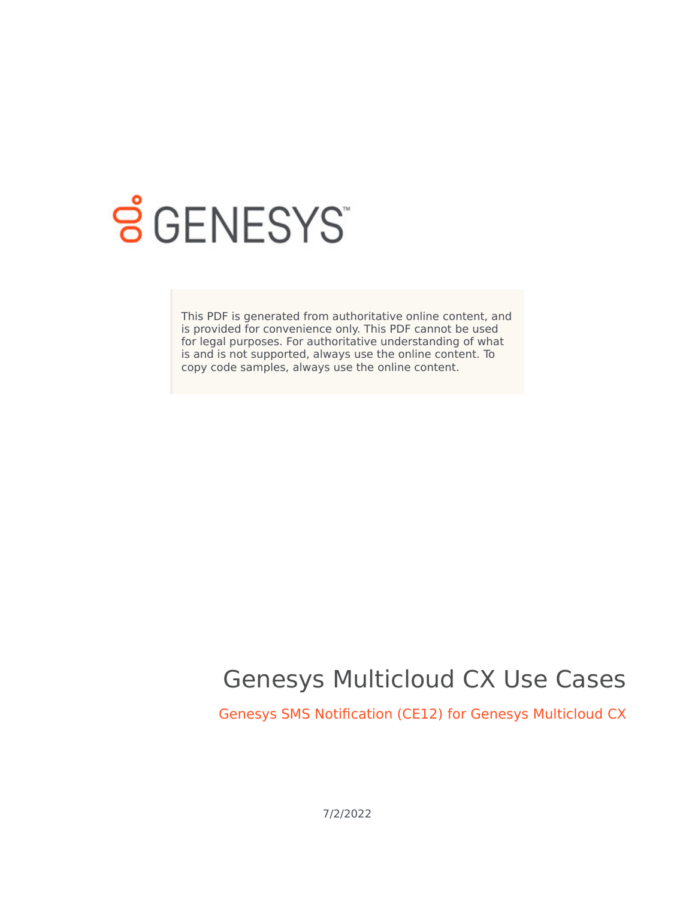This PDF is generated from authoritative online content, and is provided for convenience only. This PDF cannot be used for legal purposes. For authoritative understanding of what is and is not supported, always use the online content. To copy code samples, always use the online content.

# Genesys Multicloud CX Use Cases

## Genesys SMS Notification (CE12) for Genesys Multicloud CX

7/2/2022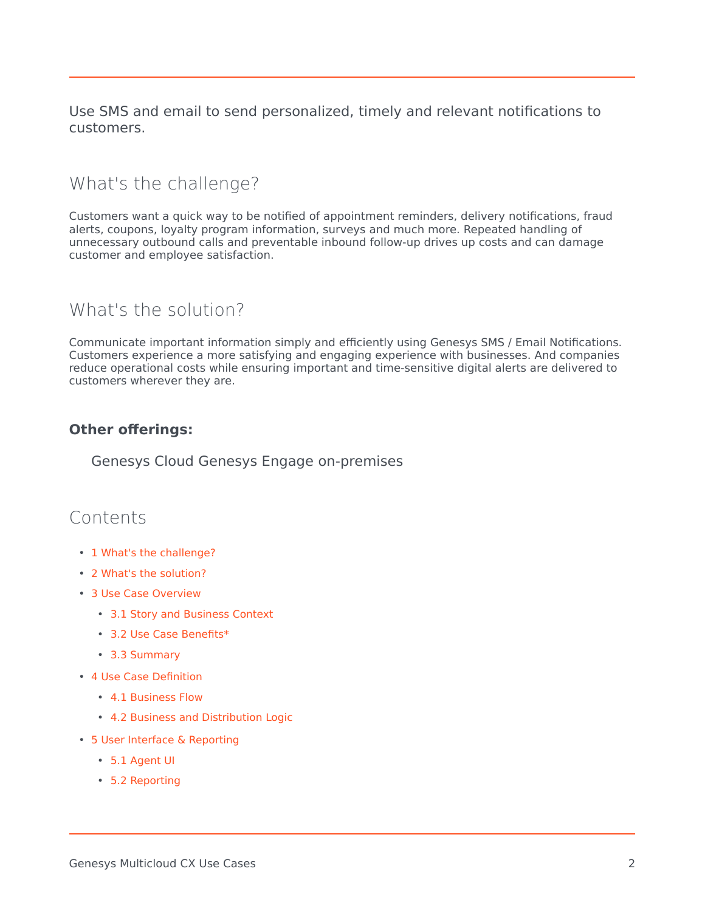Use SMS and email to send personalized, timely and relevant notifications to customers.

## What's the challenge?

Customers want a quick way to be notified of appointment reminders, delivery notifications, fraud alerts, coupons, loyalty program information, surveys and much more. Repeated handling of unnecessary outbound calls and preventable inbound follow-up drives up costs and can damage customer and employee satisfaction.

## What's the solution?

Communicate important information simply and efficiently using Genesys SMS / Email Notifications. Customers experience a more satisfying and engaging experience with businesses. And companies reduce operational costs while ensuring important and time-sensitive digital alerts are delivered to customers wherever they are.

**Other offerings:**

Genesys Cloud Genesys Engage on-premises

## Contents

- 1 What's the challenge?
- 2 What's the solution?
- 3 Use Case Overview
  - 3.1 Story and Business Context
  - 3.2 Use Case Benefits*
  - 3.3 Summary
- 4 Use Case Definition
  - 4.1 Business Flow
  - 4.2 Business and Distribution Logic
- 5 User Interface & Reporting
  - 5.1 Agent UI
  - 5.2 Reporting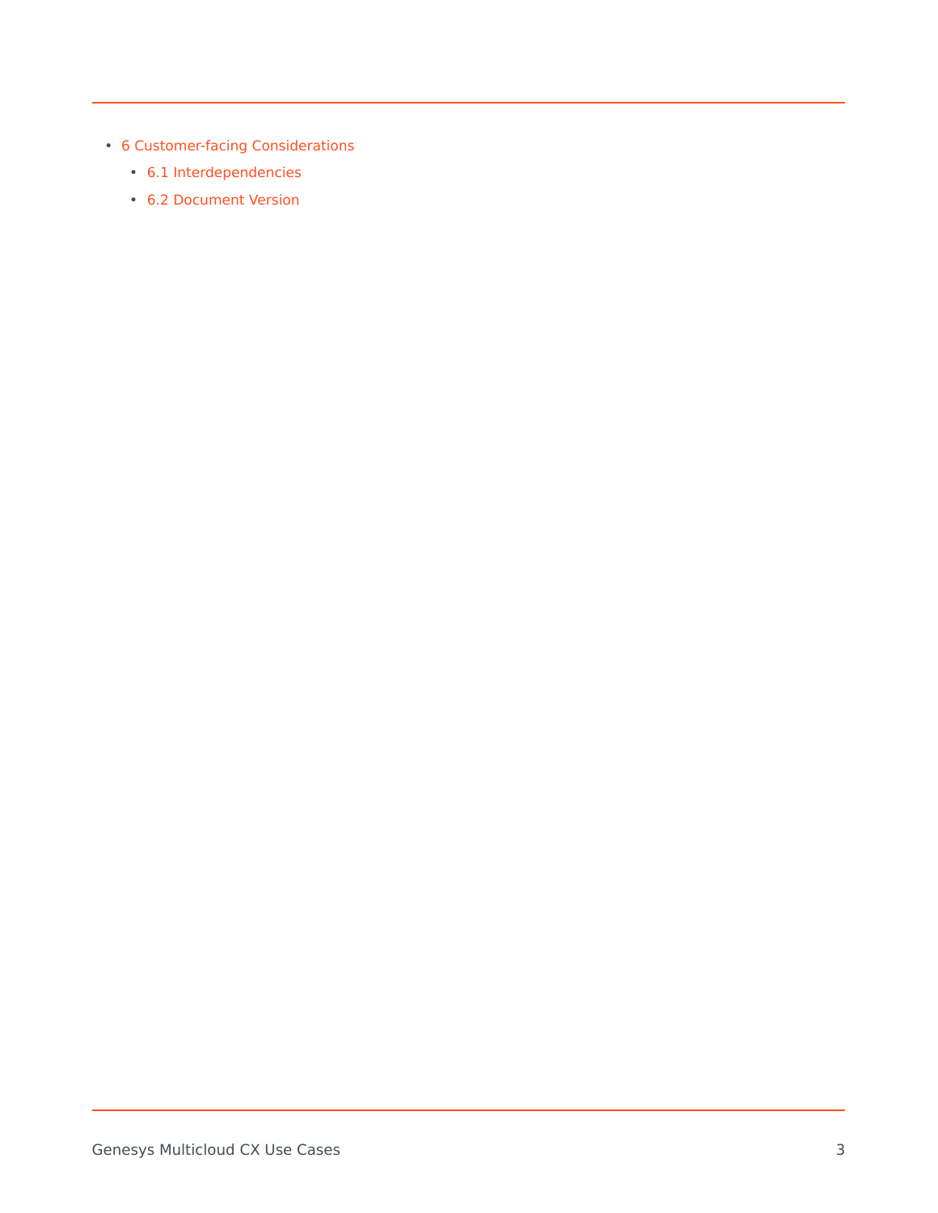- 6 Customer-facing Considerations
  - 6.1 Interdependencies
  - 6.2 Document Version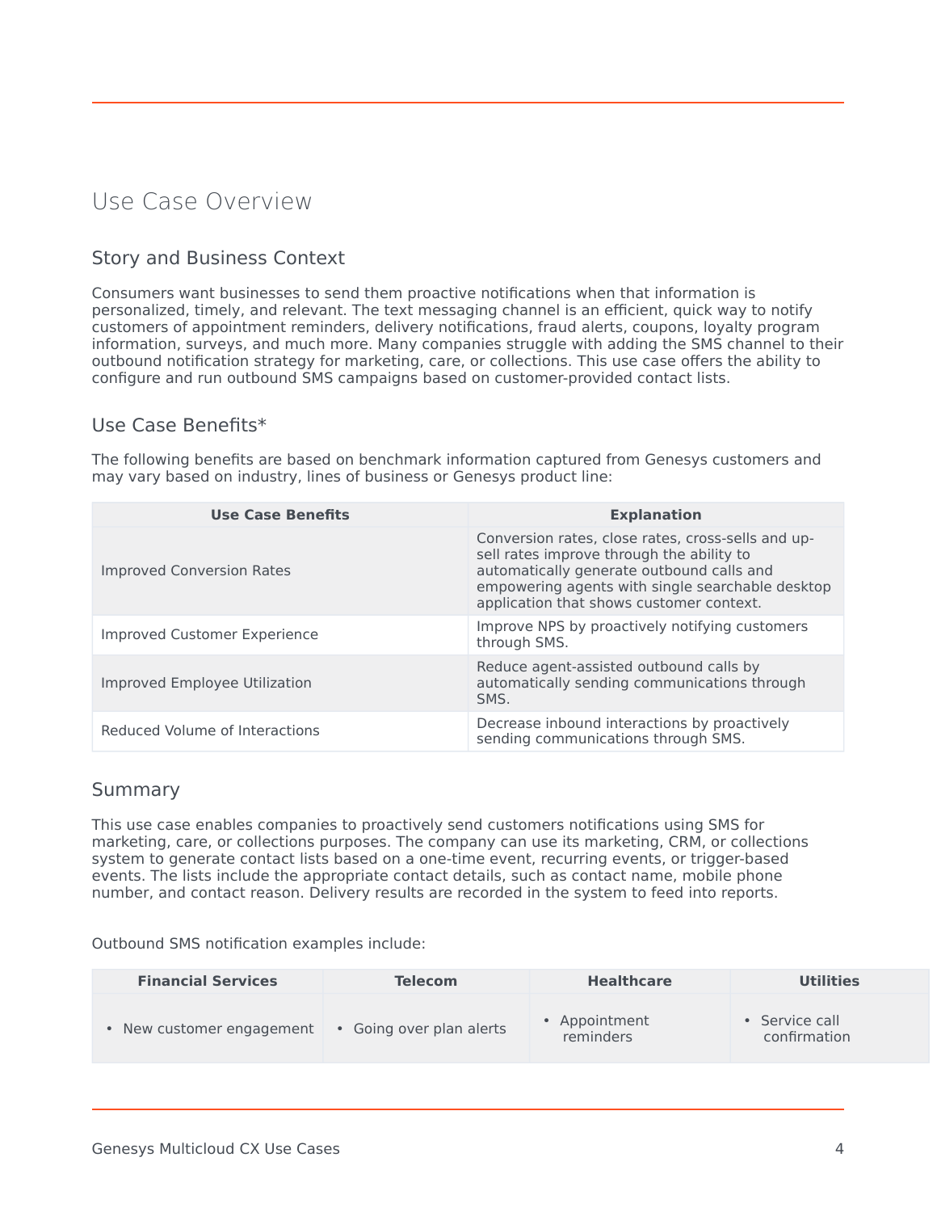# Use Case Overview

## Story and Business Context

Consumers want businesses to send them proactive notifications when that information is personalized, timely, and relevant. The text messaging channel is an efficient, quick way to notify customers of appointment reminders, delivery notifications, fraud alerts, coupons, loyalty program information, surveys, and much more. Many companies struggle with adding the SMS channel to their outbound notification strategy for marketing, care, or collections. This use case offers the ability to configure and run outbound SMS campaigns based on customer-provided contact lists.

## Use Case Benefits*

The following benefits are based on benchmark information captured from Genesys customers and may vary based on industry, lines of business or Genesys product line:

| Use Case Benefits | Explanation |
| --- | --- |
| Improved Conversion Rates | Conversion rates, close rates, cross-sells and up-sell rates improve through the ability to automatically generate outbound calls and empowering agents with single searchable desktop application that shows customer context. |
| Improved Customer Experience | Improve NPS by proactively notifying customers through SMS. |
| Improved Employee Utilization | Reduce agent-assisted outbound calls by automatically sending communications through SMS. |
| Reduced Volume of Interactions | Decrease inbound interactions by proactively sending communications through SMS. |

## Summary

This use case enables companies to proactively send customers notifications using SMS for marketing, care, or collections purposes. The company can use its marketing, CRM, or collections system to generate contact lists based on a one-time event, recurring events, or trigger-based events. The lists include the appropriate contact details, such as contact name, mobile phone number, and contact reason. Delivery results are recorded in the system to feed into reports.

Outbound SMS notification examples include:

| Financial Services | Telecom | Healthcare | Utilities |
| --- | --- | --- | --- |
| • New customer engagement | • Going over plan alerts | • Appointment reminders | • Service call confirmation |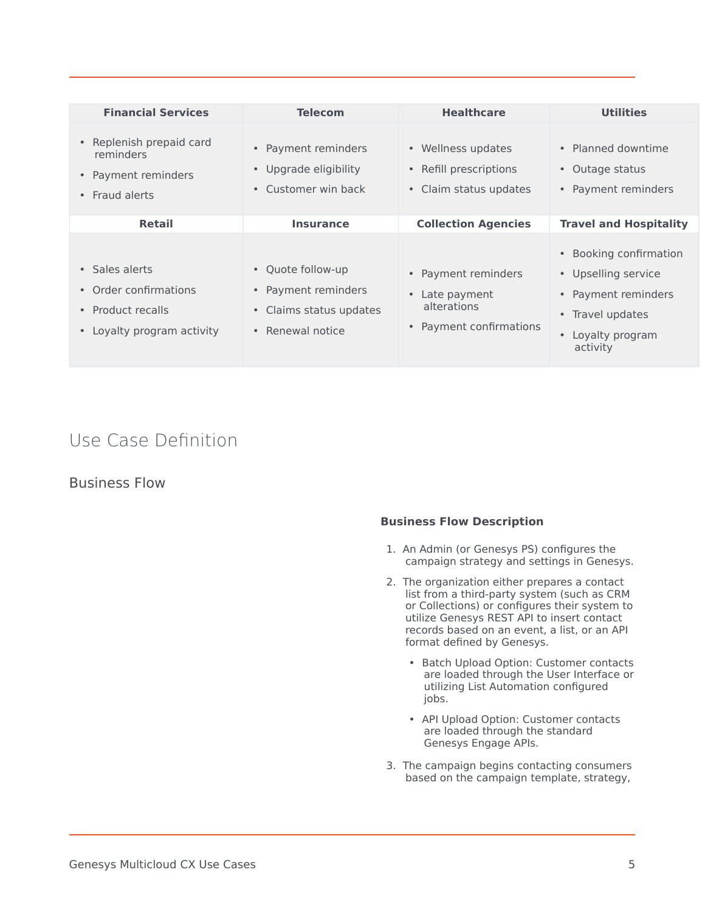| Financial Services | Telecom | Healthcare | Utilities |
|---|---|---|---|
| • Replenish prepaid card reminders<br>• Payment reminders<br>• Fraud alerts | • Payment reminders<br>• Upgrade eligibility<br>• Customer win back | • Wellness updates<br>• Refill prescriptions<br>• Claim status updates | • Planned downtime<br>• Outage status<br>• Payment reminders |
| **Retail** | **Insurance** | **Collection Agencies** | **Travel and Hospitality** |
| • Sales alerts<br>• Order confirmations<br>• Product recalls<br>• Loyalty program activity | • Quote follow-up<br>• Payment reminders<br>• Claims status updates<br>• Renewal notice | • Payment reminders<br>• Late payment alterations<br>• Payment confirmations | • Booking confirmation<br>• Upselling service<br>• Payment reminders<br>• Travel updates<br>• Loyalty program activity |

# Use Case Definition

## Business Flow

**Business Flow Description**

1. An Admin (or Genesys PS) configures the campaign strategy and settings in Genesys.
2. The organization either prepares a contact list from a third-party system (such as CRM or Collections) or configures their system to utilize Genesys REST API to insert contact records based on an event, a list, or an API format defined by Genesys.
    - Batch Upload Option: Customer contacts are loaded through the User Interface or utilizing List Automation configured jobs.
    - API Upload Option: Customer contacts are loaded through the standard Genesys Engage APIs.
3. The campaign begins contacting consumers based on the campaign template, strategy,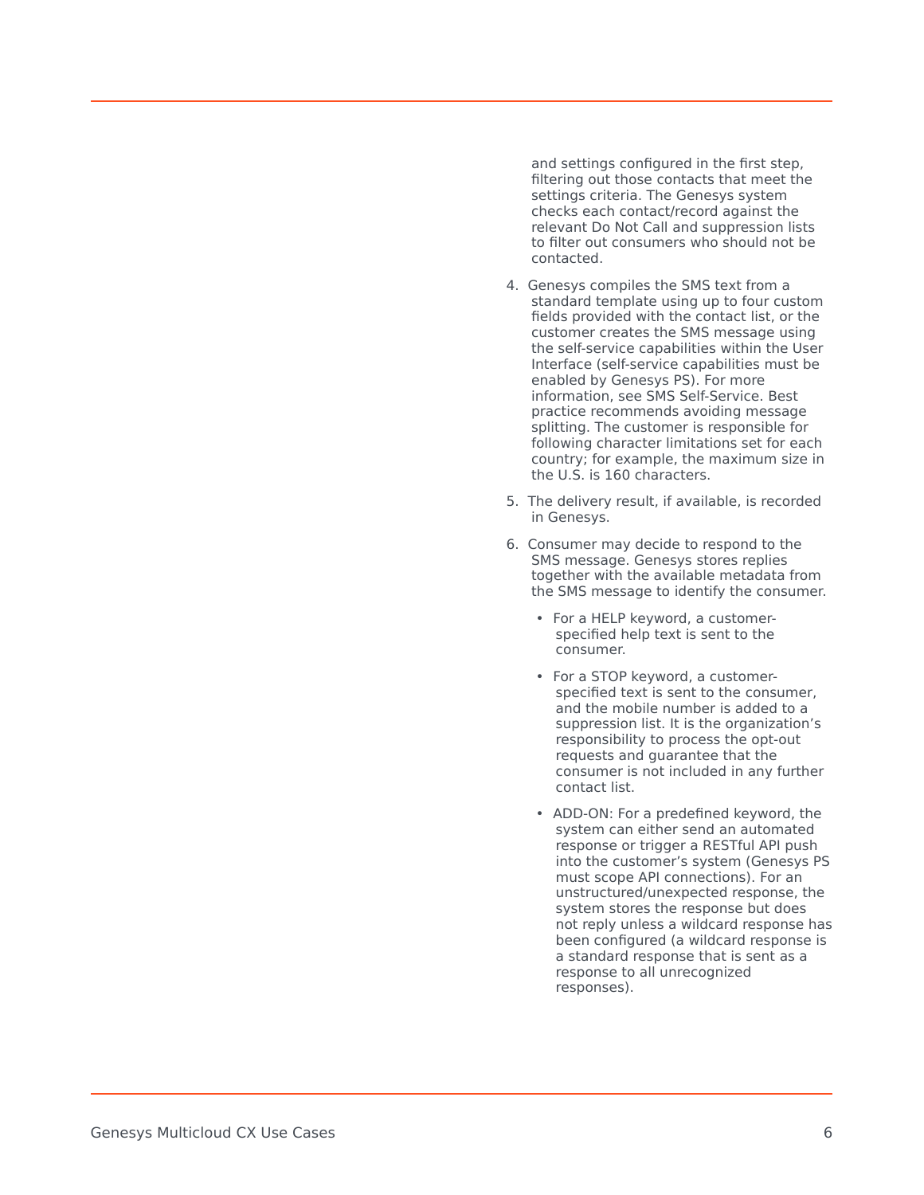and settings configured in the first step, filtering out those contacts that meet the settings criteria. The Genesys system checks each contact/record against the relevant Do Not Call and suppression lists to filter out consumers who should not be contacted.

4. Genesys compiles the SMS text from a standard template using up to four custom fields provided with the contact list, or the customer creates the SMS message using the self-service capabilities within the User Interface (self-service capabilities must be enabled by Genesys PS). For more information, see SMS Self-Service. Best practice recommends avoiding message splitting. The customer is responsible for following character limitations set for each country; for example, the maximum size in the U.S. is 160 characters.

5. The delivery result, if available, is recorded in Genesys.

6. Consumer may decide to respond to the SMS message. Genesys stores replies together with the available metadata from the SMS message to identify the consumer.

   - For a HELP keyword, a customer-specified help text is sent to the consumer.

   - For a STOP keyword, a customer-specified text is sent to the consumer, and the mobile number is added to a suppression list. It is the organization's responsibility to process the opt-out requests and guarantee that the consumer is not included in any further contact list.

   - ADD-ON: For a predefined keyword, the system can either send an automated response or trigger a RESTful API push into the customer's system (Genesys PS must scope API connections). For an unstructured/unexpected response, the system stores the response but does not reply unless a wildcard response has been configured (a wildcard response is a standard response that is sent as a response to all unrecognized responses).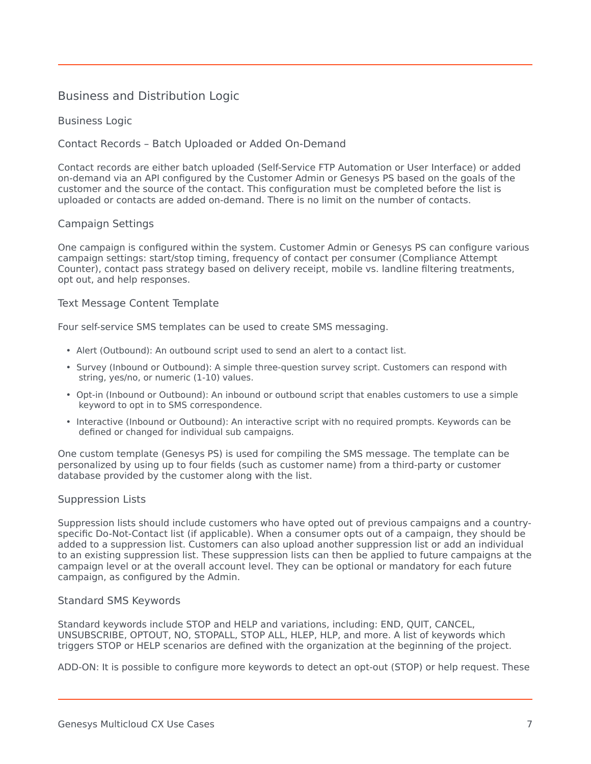## Business and Distribution Logic

### Business Logic

#### Contact Records – Batch Uploaded or Added On-Demand

Contact records are either batch uploaded (Self-Service FTP Automation or User Interface) or added on-demand via an API configured by the Customer Admin or Genesys PS based on the goals of the customer and the source of the contact. This configuration must be completed before the list is uploaded or contacts are added on-demand. There is no limit on the number of contacts.

#### Campaign Settings

One campaign is configured within the system. Customer Admin or Genesys PS can configure various campaign settings: start/stop timing, frequency of contact per consumer (Compliance Attempt Counter), contact pass strategy based on delivery receipt, mobile vs. landline filtering treatments, opt out, and help responses.

#### Text Message Content Template

Four self-service SMS templates can be used to create SMS messaging.

- Alert (Outbound): An outbound script used to send an alert to a contact list.
- Survey (Inbound or Outbound): A simple three-question survey script. Customers can respond with string, yes/no, or numeric (1-10) values.
- Opt-in (Inbound or Outbound): An inbound or outbound script that enables customers to use a simple keyword to opt in to SMS correspondence.
- Interactive (Inbound or Outbound): An interactive script with no required prompts. Keywords can be defined or changed for individual sub campaigns.

One custom template (Genesys PS) is used for compiling the SMS message. The template can be personalized by using up to four fields (such as customer name) from a third-party or customer database provided by the customer along with the list.

#### Suppression Lists

Suppression lists should include customers who have opted out of previous campaigns and a country-specific Do-Not-Contact list (if applicable). When a consumer opts out of a campaign, they should be added to a suppression list. Customers can also upload another suppression list or add an individual to an existing suppression list. These suppression lists can then be applied to future campaigns at the campaign level or at the overall account level. They can be optional or mandatory for each future campaign, as configured by the Admin.

#### Standard SMS Keywords

Standard keywords include STOP and HELP and variations, including: END, QUIT, CANCEL, UNSUBSCRIBE, OPTOUT, NO, STOPALL, STOP ALL, HLEP, HLP, and more. A list of keywords which triggers STOP or HELP scenarios are defined with the organization at the beginning of the project.

ADD-ON: It is possible to configure more keywords to detect an opt-out (STOP) or help request. These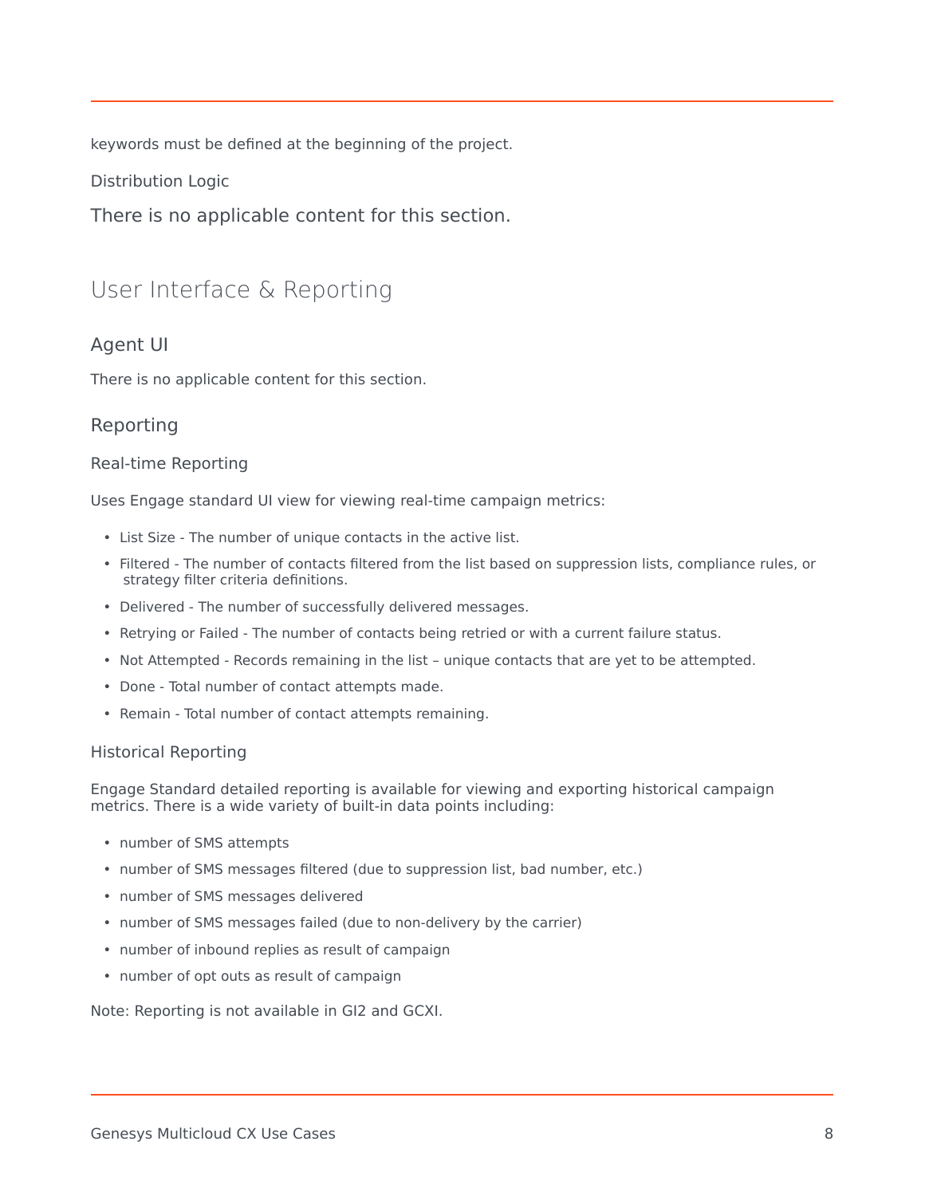keywords must be defined at the beginning of the project.

#### Distribution Logic

There is no applicable content for this section.

## User Interface & Reporting

### Agent UI

There is no applicable content for this section.

### Reporting

#### Real-time Reporting

Uses Engage standard UI view for viewing real-time campaign metrics:

- List Size - The number of unique contacts in the active list.
- Filtered - The number of contacts filtered from the list based on suppression lists, compliance rules, or strategy filter criteria definitions.
- Delivered - The number of successfully delivered messages.
- Retrying or Failed - The number of contacts being retried or with a current failure status.
- Not Attempted - Records remaining in the list – unique contacts that are yet to be attempted.
- Done - Total number of contact attempts made.
- Remain - Total number of contact attempts remaining.

#### Historical Reporting

Engage Standard detailed reporting is available for viewing and exporting historical campaign metrics. There is a wide variety of built-in data points including:

- number of SMS attempts
- number of SMS messages filtered (due to suppression list, bad number, etc.)
- number of SMS messages delivered
- number of SMS messages failed (due to non-delivery by the carrier)
- number of inbound replies as result of campaign
- number of opt outs as result of campaign

Note: Reporting is not available in GI2 and GCXI.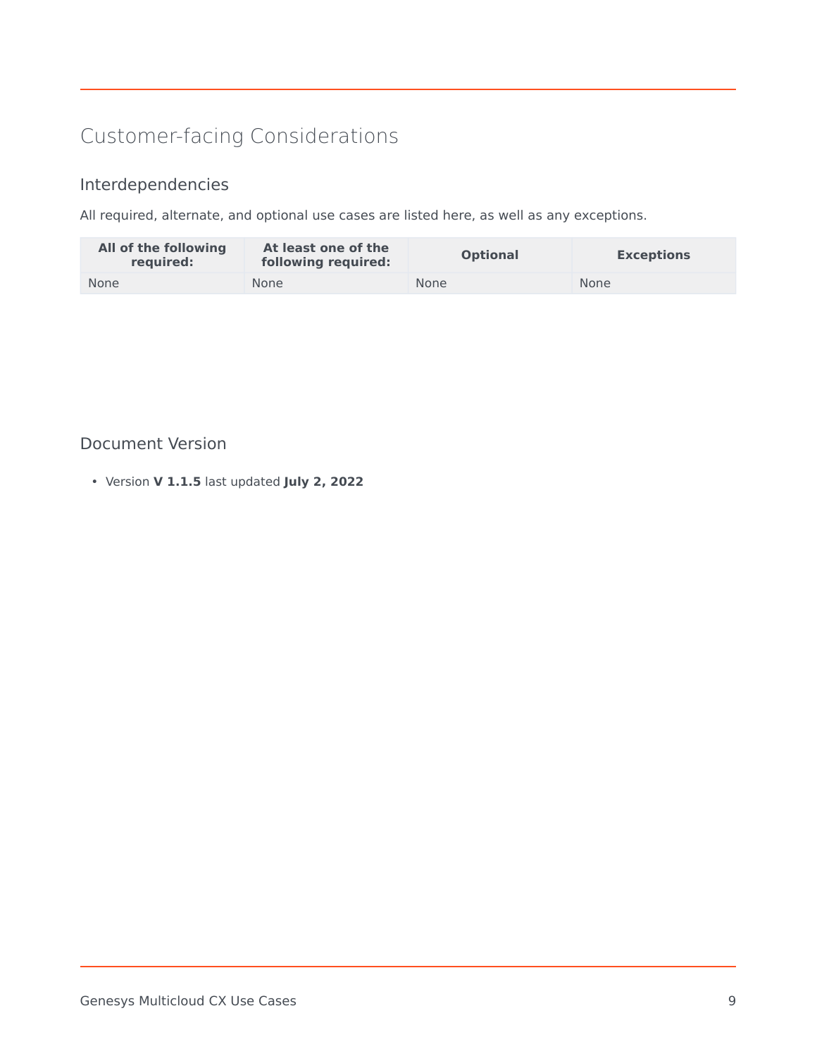## Customer-facing Considerations

### Interdependencies

All required, alternate, and optional use cases are listed here, as well as any exceptions.

| All of the following required: | At least one of the following required: | Optional | Exceptions |
| --- | --- | --- | --- |
| None | None | None | None |

### Document Version

- Version **V 1.1.5** last updated **July 2, 2022**